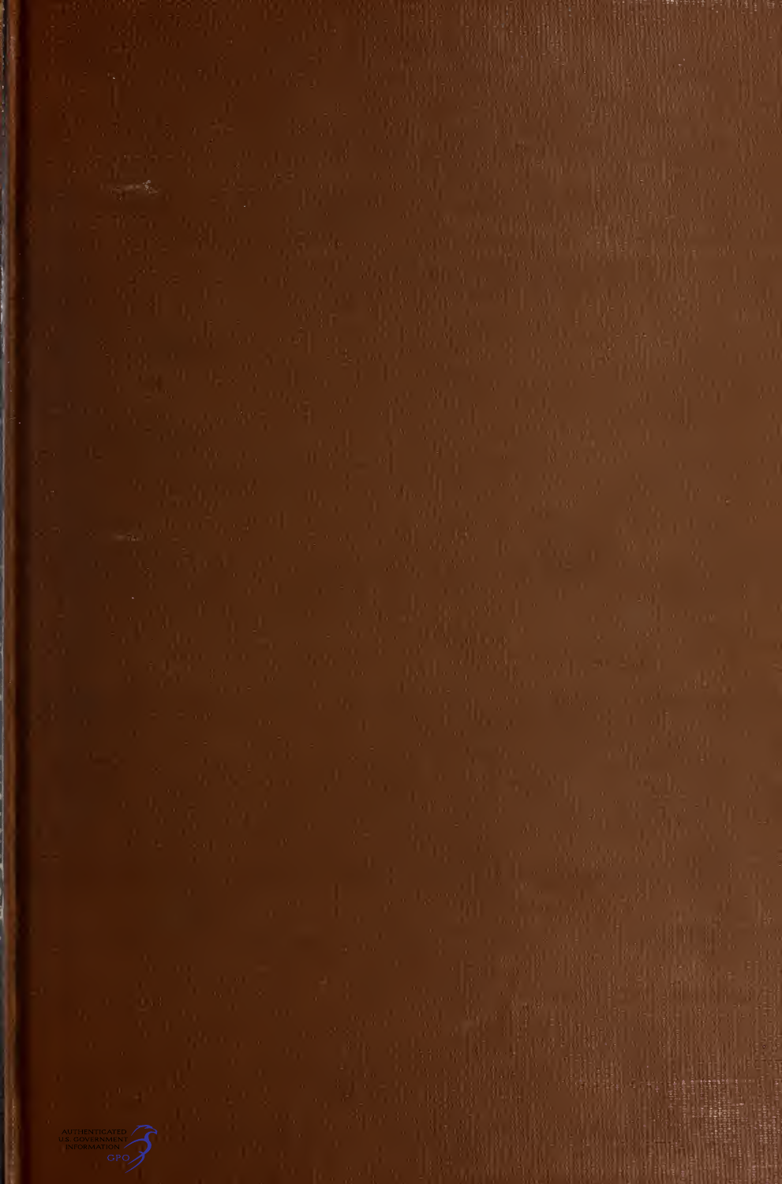AUTHENTICATED
U.S. GOVERNMENT
INFORMATION
GPO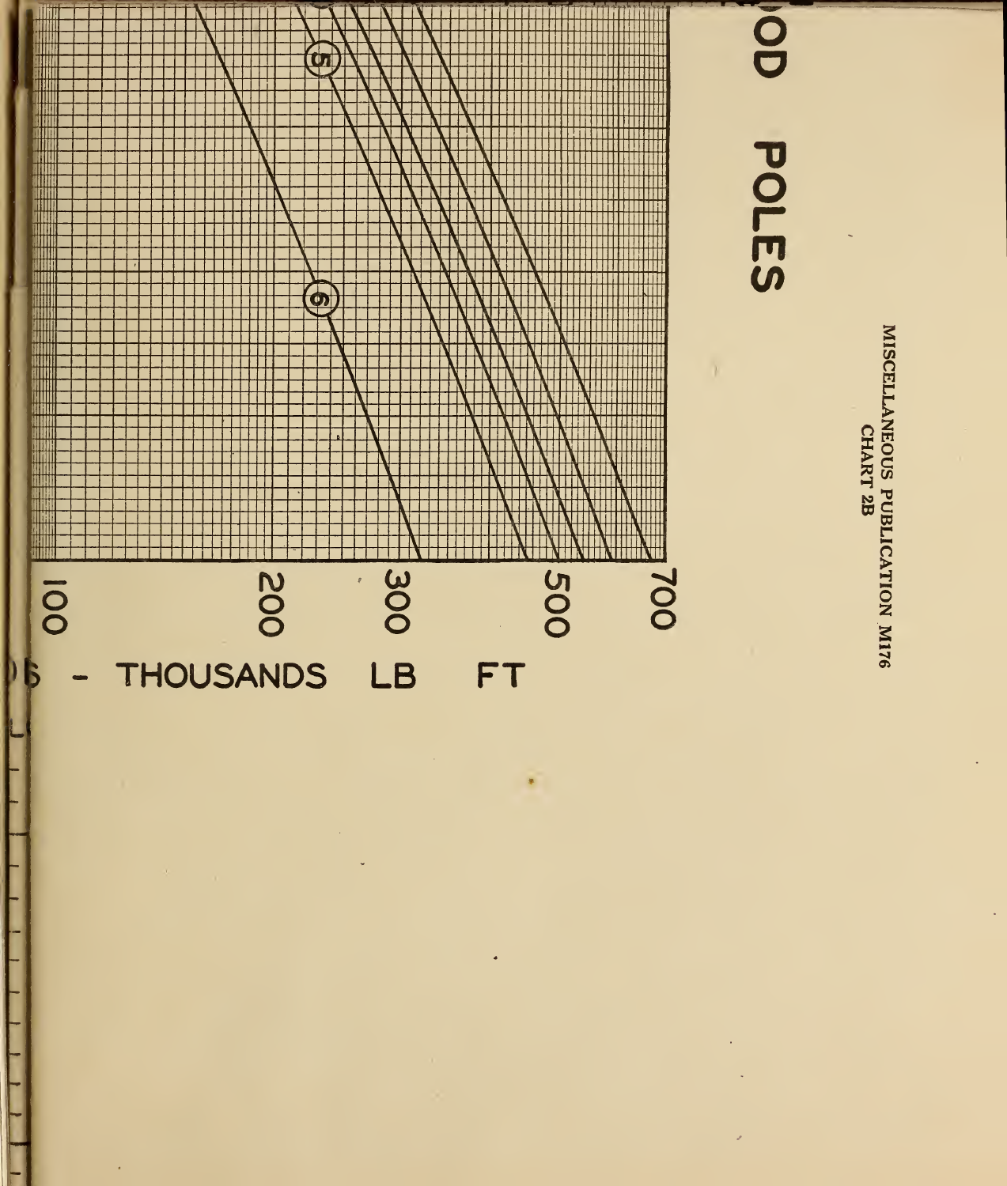MISCELLANEOUS PUBLICATION M176
CHART 2B

# ...OOD POLES

5

6

100

200

300

500

700

...S - THOUSANDS LB FT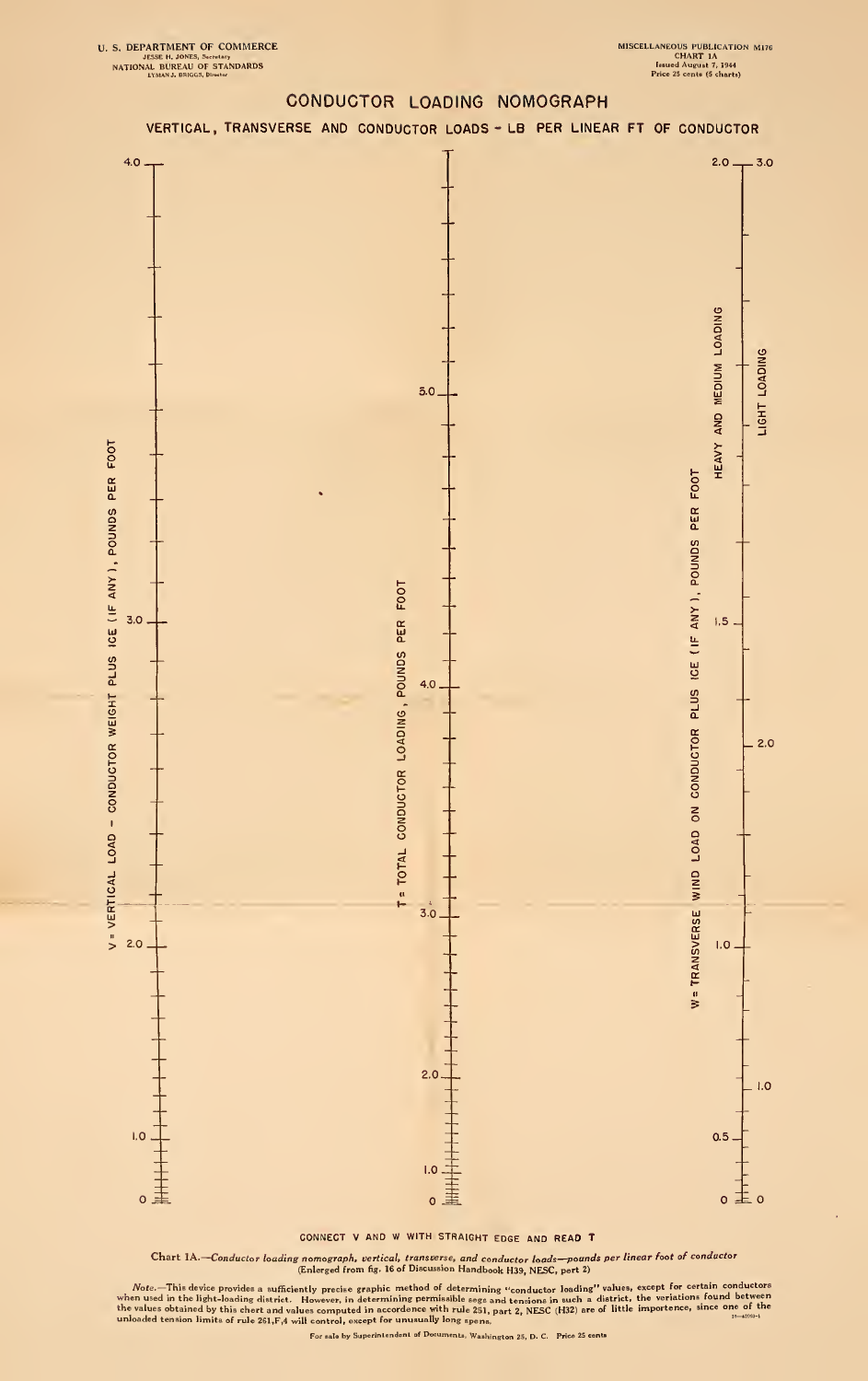U. S. DEPARTMENT OF COMMERCE
JESSE H. JONES, Secretary
NATIONAL BUREAU OF STANDARDS
LYMAN J. BRIGGS, Director

MISCELLANEOUS PUBLICATION M176
CHART 1A
Issued August 7, 1944
Price 25 cents (6 charts)

# CONDUCTOR LOADING NOMOGRAPH

## VERTICAL, TRANSVERSE AND CONDUCTOR LOADS - LB PER LINEAR FT OF CONDUCTOR

V = VERTICAL LOAD - CONDUCTOR WEIGHT PLUS ICE (IF ANY), POUNDS PER FOOT

0, 1.0, 2.0, 3.0, 4.0

T = TOTAL CONDUCTOR LOADING, POUNDS PER FOOT

0, 1.0, 2.0, 3.0, 4.0, 5.0

W = TRANSVERSE WIND LOAD ON CONDUCTOR PLUS ICE (IF ANY), POUNDS PER FOOT

HEAVY AND MEDIUM LOADING: 0, 0.5, 1.0, 1.5, 2.0

LIGHT LOADING: 0, 1.0, 2.0, 3.0

CONNECT V AND W WITH STRAIGHT EDGE AND READ T

Chart 1A.—*Conductor loading nomograph, vertical, transverse, and conductor loads—pounds per linear foot of conductor*
(Enlarged from fig. 16 of Discussion Handbook H39, NESC, part 2)

*Note.*—This device provides a sufficiently precise graphic method of determining "conductor loading" values, except for certain conductors when used in the light-loading district. However, in determining permissible sags and tensions in such a district, the variations found between the values obtained by this chart and values computed in accordance with rule 251, part 2, NESC (H32) are of little importence, since one of the unloaded tension limits of rule 261,F,4 will control, except for unusually long spans.

For sale by Superintendent of Documents, Washington 25, D. C. Price 25 cents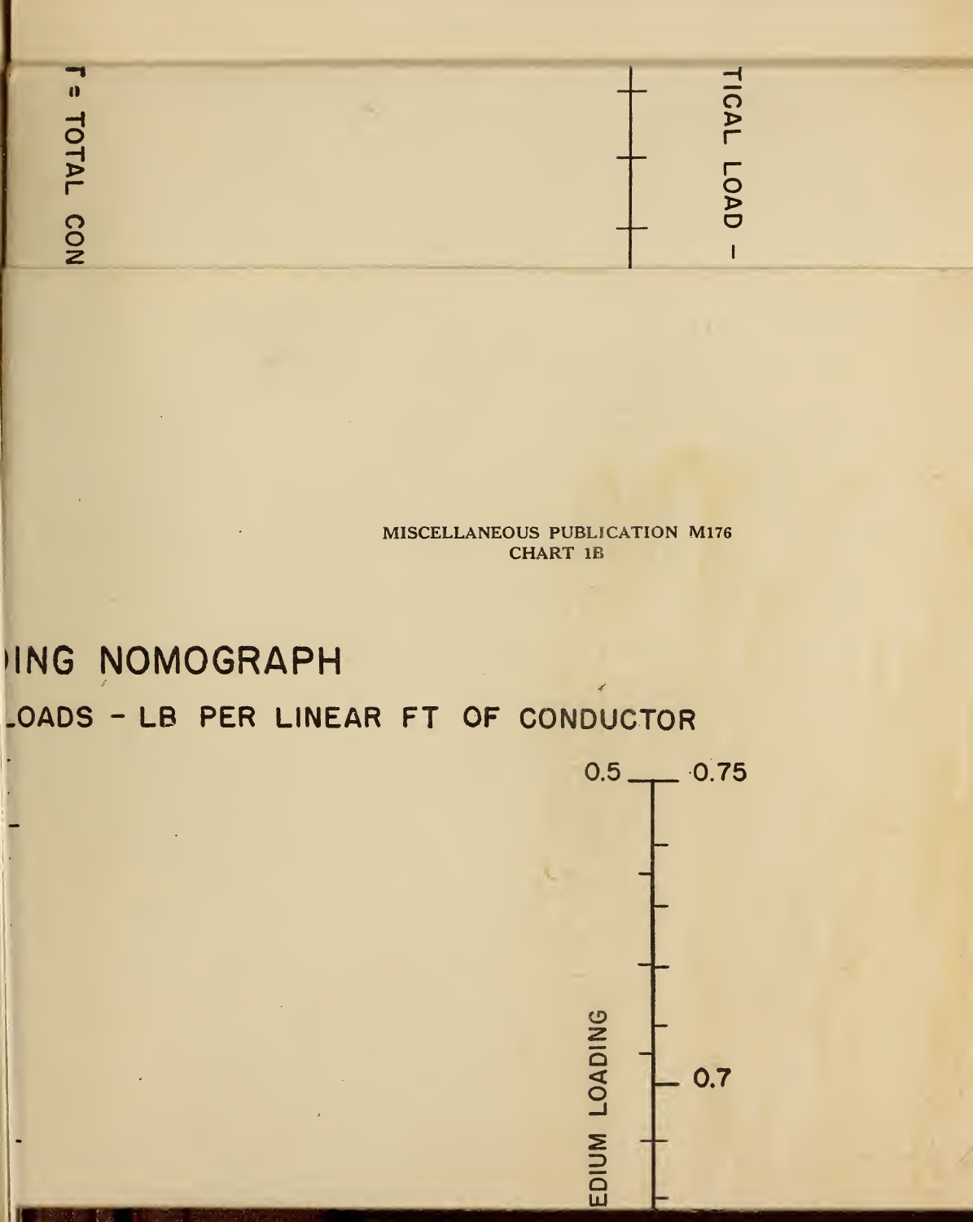T = TOTAL CON

TICAL LOAD -

MISCELLANEOUS PUBLICATION M176
CHART 1B

# ING NOMOGRAPH

## LOADS - LB PER LINEAR FT OF CONDUCTOR

0.5 0.75

0.7

EDIUM LOADING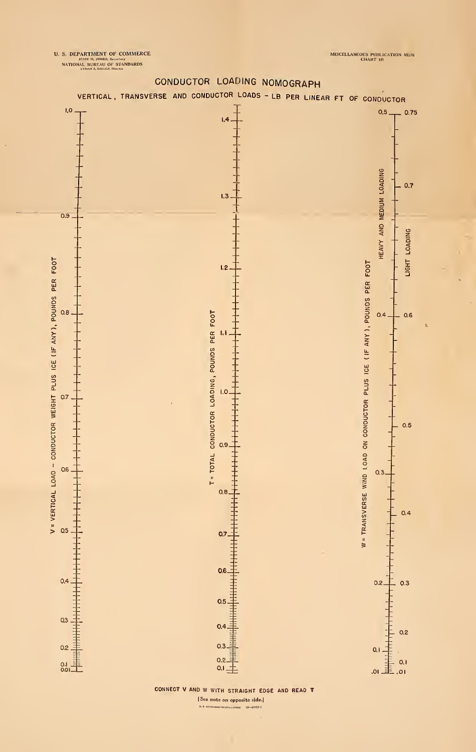U. S. DEPARTMENT OF COMMERCE
JESSE H. JONES, Secretary
NATIONAL BUREAU OF STANDARDS
LYMAN J. BRIGGS, Director

MISCELLANEOUS PUBLICATION M176
CHART 1B

# CONDUCTOR LOADING NOMOGRAPH

## VERTICAL, TRANSVERSE AND CONDUCTOR LOADS – LB PER LINEAR FT OF CONDUCTOR

V = VERTICAL LOAD – CONDUCTOR WEIGHT PLUS ICE (IF ANY), POUNDS PER FOOT

1.0, 0.9, 0.8, 0.7, 0.6, 0.5, 0.4, 0.3, 0.2, 0.1, 0.01

T = TOTAL CONDUCTOR LOADING, POUNDS PER FOOT

1.4, 1.3, 1.2, 1.1, 1.0, 0.9, 0.8, 0.7, 0.6, 0.5, 0.4, 0.3, 0.2, 0.1

W = TRANSVERSE WIND LOAD ON CONDUCTOR PLUS ICE (IF ANY), POUNDS PER FOOT

HEAVY AND MEDIUM LOADING: 0.5, 0.4, 0.3, 0.2, 0.1, .01

LIGHT LOADING: 0.75, 0.7, 0.6, 0.5, 0.4, 0.3, 0.2, 0.1, .01

CONNECT V AND W WITH STRAIGHT EDGE AND READ T

[See note on opposite side.]

U. S. GOVERNMENT PRINTING OFFICE 16—42093-1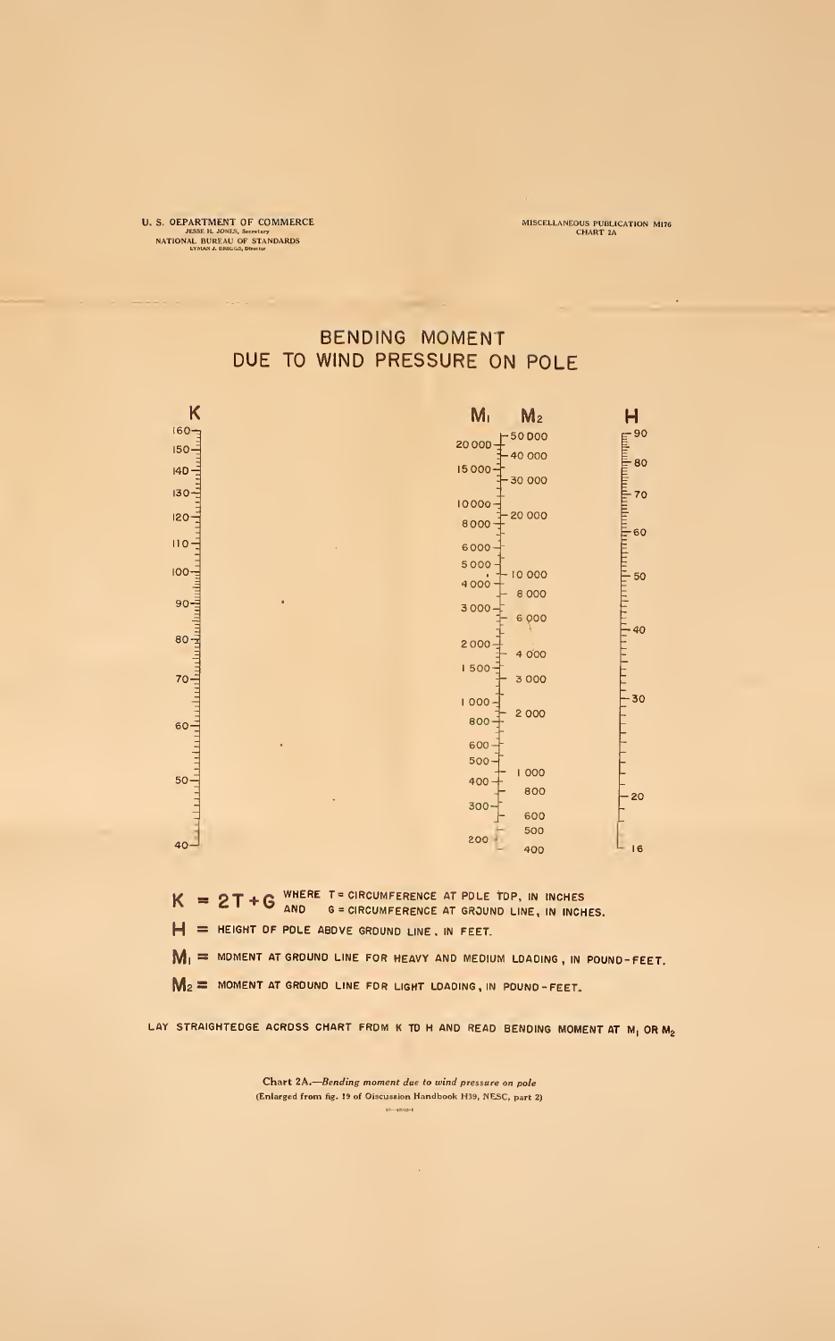U. S. DEPARTMENT OF COMMERCE
JESSE H. JONES, Secretary
NATIONAL BUREAU OF STANDARDS
LYMAN J. BRIGGS, Director

MISCELLANEOUS PUBLICATION M176
CHART 2A

# BENDING MOMENT DUE TO WIND PRESSURE ON POLE

| K | $M_1$ | $M_2$ | H |
|---|---|---|---|
| 160 | 20 000 | 50 000 | 90 |
| 150 | 15 000 | 40 000 | 80 |
| 140 | 10 000 | 30 000 | 70 |
| 130 | 8 000 | 20 000 | 60 |
| 120 | 6 000 | 10 000 | 50 |
| 110 | 5 000 | 8 000 | 40 |
| 100 | 4 000 | 6 000 | 30 |
| 90 | 3 000 | 4 000 | 20 |
| 80 | 2 000 | 3 000 | 16 |
| 70 | 1 500 | 2 000 | |
| 60 | 1 000 | 1 000 | |
| 50 | 800 | 800 | |
| 40 | 600 | 600 | |
| | 500 | 500 | |
| | 400 | 400 | |
| | 300 | | |
| | 200 | | |

$K = 2T + G$ WHERE T = CIRCUMFERENCE AT POLE TOP, IN INCHES AND G = CIRCUMFERENCE AT GROUND LINE, IN INCHES.

$H$ = HEIGHT OF POLE ABOVE GROUND LINE, IN FEET.

$M_1$ = MOMENT AT GROUND LINE FOR HEAVY AND MEDIUM LOADING, IN POUND-FEET.

$M_2$ = MOMENT AT GROUND LINE FOR LIGHT LOADING, IN POUND-FEET.

LAY STRAIGHTEDGE ACROSS CHART FROM K TO H AND READ BENDING MOMENT AT $M_1$ OR $M_2$

Chart 2A.—*Bending moment due to wind pressure on pole*
(Enlarged from fig. 19 of Discussion Handbook H39, NESC, part 2)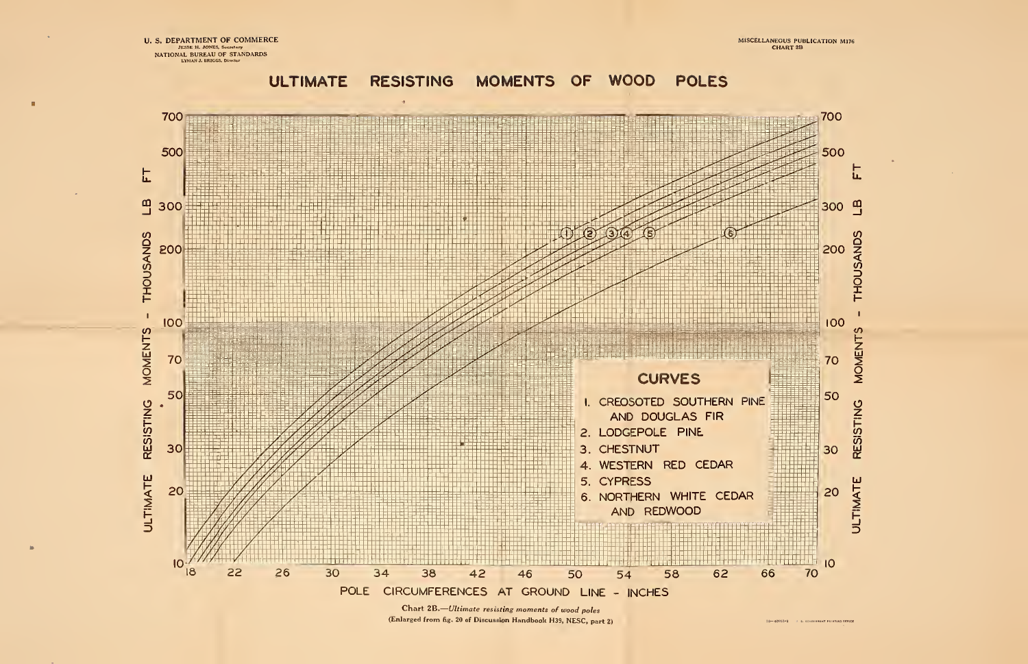U. S. DEPARTMENT OF COMMERCE
JESSE H. JONES, Secretary
NATIONAL BUREAU OF STANDARDS
LYMAN J. BRIGGS, Director

MISCELLANEOUS PUBLICATION M176
CHART 2B

# ULTIMATE RESISTING MOMENTS OF WOOD POLES

ULTIMATE RESISTING MOMENTS - THOUSANDS LB FT

700, 500, 300, 200, 100, 70, 50, 30, 20, 10

POLE CIRCUMFERENCES AT GROUND LINE - INCHES

18, 22, 26, 30, 34, 38, 42, 46, 50, 54, 58, 62, 66, 70

## CURVES

1. CREOSOTED SOUTHERN PINE AND DOUGLAS FIR
2. LODGEPOLE PINE
3. CHESTNUT
4. WESTERN RED CEDAR
5. CYPRESS
6. NORTHERN WHITE CEDAR AND REDWOOD

Chart 2B.—*Ultimate resisting moments of wood poles*
(Enlarged from fig. 20 of Discussion Handbook H39, NESC, part 2)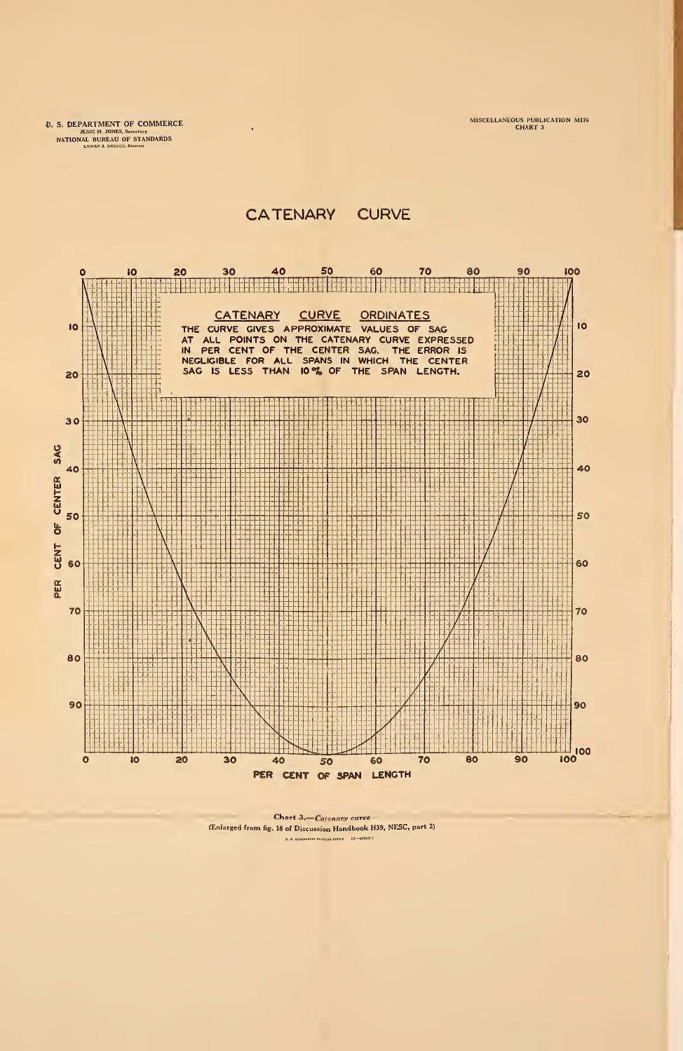U. S. DEPARTMENT OF COMMERCE
JESSE H. JONES, Secretary
NATIONAL BUREAU OF STANDARDS
LYMAN J. BRIGGS, Director

MISCELLANEOUS PUBLICATION M176
CHART 3

# CATENARY CURVE

## CATENARY CURVE ORDINATES

THE CURVE GIVES APPROXIMATE VALUES OF SAG AT ALL POINTS ON THE CATENARY CURVE EXPRESSED IN PER CENT OF THE CENTER SAG. THE ERROR IS NEGLIGIBLE FOR ALL SPANS IN WHICH THE CENTER SAG IS LESS THAN 10% OF THE SPAN LENGTH.

PER CENT OF CENTER SAG

PER CENT OF SPAN LENGTH

Chart 3.—*Catenary curve*
(Enlarged from fig. 18 of Discussion Handbook H39, NESC, part 2)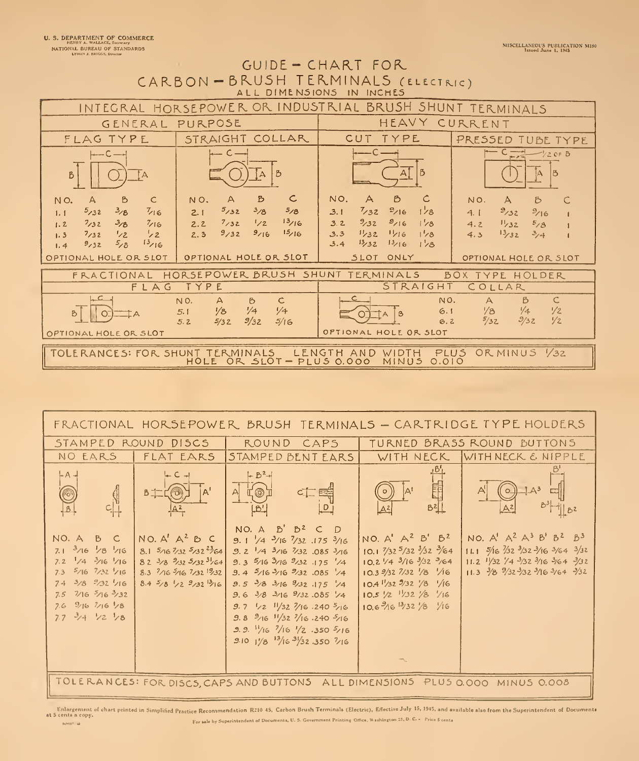U. S. DEPARTMENT OF COMMERCE
HENRY A. WALLACE, Secretary
NATIONAL BUREAU OF STANDARDS
LYMAN J. BRIGGS, Director

MISCELLANEOUS PUBLICATION M180
Issued June 1, 1945

# GUIDE – CHART FOR CARBON – BRUSH TERMINALS (ELECTRIC)

ALL DIMENSIONS IN INCHES

## INTEGRAL HORSEPOWER OR INDUSTRIAL BRUSH SHUNT TERMINALS

### GENERAL PURPOSE

**FLAG TYPE**

| NO. | A | B | C |
|---|---|---|---|
| 1.1 | 5/32 | 3/8 | 7/16 |
| 1.2 | 7/32 | 3/8 | 7/16 |
| 1.3 | 7/32 | 1/2 | 1/2 |
| 1.4 | 9/32 | 5/8 | 13/16 |

OPTIONAL HOLE OR SLOT

**STRAIGHT COLLAR**

| NO. | A | B | C |
|---|---|---|---|
| 2.1 | 5/32 | 3/8 | 5/8 |
| 2.2 | 7/32 | 1/2 | 13/16 |
| 2.3 | 9/32 | 9/16 | 15/16 |

OPTIONAL HOLE OR SLOT

### HEAVY CURRENT

**CUT TYPE**

| NO. | A | B | C |
|---|---|---|---|
| 3.1 | 7/32 | 9/16 | 1 1/8 |
| 3.2 | 9/32 | 9/16 | 1 1/8 |
| 3.3 | 11/32 | 11/16 | 1 1/8 |
| 3.4 | 13/32 | 13/16 | 1 1/8 |

SLOT ONLY

**PRESSED TUBE TYPE**

| NO. | A | B | C |
|---|---|---|---|
| 4.1 | 9/32 | 9/16 | 1 |
| 4.2 | 11/32 | 5/8 | 1 |
| 4.3 | 13/32 | 3/4 | 1 |

OPTIONAL HOLE OR SLOT

## FRACTIONAL HORSEPOWER BRUSH SHUNT TERMINALS – BOX TYPE HOLDER

**FLAG TYPE**

| NO. | A | B | C |
|---|---|---|---|
| 5.1 | 1/8 | 1/4 | 1/4 |
| 5.2 | 5/32 | 9/32 | 5/16 |

OPTIONAL HOLE OR SLOT

**STRAIGHT COLLAR**

| NO. | A | B | C |
|---|---|---|---|
| 6.1 | 1/8 | 1/4 | 1/2 |
| 6.2 | 5/32 | 9/32 | 1/2 |

OPTIONAL HOLE OR SLOT

TOLERANCES: FOR SHUNT TERMINALS LENGTH AND WIDTH PLUS OR MINUS 1/32
HOLE OR SLOT – PLUS 0.000 MINUS 0.010

## FRACTIONAL HORSEPOWER BRUSH TERMINALS – CARTRIDGE TYPE HOLDERS

### STAMPED ROUND DISCS

**NO EARS**

| NO. | A | B | C |
|---|---|---|---|
| 7.1 | 3/16 | 1/8 | 1/16 |
| 7.2 | 1/4 | 3/16 | 1/16 |
| 7.3 | 5/16 | 7/32 | 1/16 |
| 7.4 | 3/8 | 9/32 | 1/16 |
| 7.5 | 7/16 | 5/16 | 3/32 |
| 7.6 | 9/16 | 7/16 | 1/8 |
| 7.7 | 3/4 | 1/2 | 1/8 |

**FLAT EARS**

| NO. | A' | A² | B | C |
|---|---|---|---|---|
| 8.1 | 5/16 | 7/32 | 5/32 | 23/64 |
| 8.2 | 3/8 | 9/32 | 5/32 | 31/64 |
| 8.3 | 7/16 | 5/16 | 7/32 | 19/32 |
| 8.4 | 5/8 | 1/2 | 9/32 | 13/16 |

### ROUND CAPS

**STAMPED BENT EARS**

| NO. | A | B' | B² | C | D |
|---|---|---|---|---|---|
| 9.1 | 1/4 | 3/16 | 7/32 | .175 | 3/16 |
| 9.2 | 1/4 | 3/16 | 7/32 | .085 | 3/16 |
| 9.3 | 5/16 | 3/16 | 9/32 | .175 | 1/4 |
| 9.4 | 5/16 | 3/16 | 9/32 | .085 | 1/4 |
| 9.5 | 3/8 | 3/16 | 9/32 | .175 | 1/4 |
| 9.6 | 3/8 | 3/16 | 9/32 | .085 | 1/4 |
| 9.7 | 1/2 | 11/32 | 7/16 | .240 | 5/16 |
| 9.8 | 9/16 | 11/32 | 7/16 | .240 | 5/16 |
| 9.9 | 11/16 | 7/16 | 1/2 | .350 | 5/16 |
| 9.10 | 1 1/8 | 13/16 | 31/32 | .350 | 7/16 |

### TURNED BRASS ROUND BUTTONS

**WITH NECK**

| NO. | A' | A² | B' | B² |
|---|---|---|---|---|
| 10.1 | 7/32 | 5/32 | 3/32 | 3/64 |
| 10.2 | 1/4 | 3/16 | 3/32 | 3/64 |
| 10.3 | 9/32 | 7/32 | 1/8 | 1/16 |
| 10.4 | 11/32 | 9/32 | 1/8 | 1/16 |
| 10.5 | 1/2 | 11/32 | 1/8 | 1/16 |
| 10.6 | 9/16 | 13/32 | 1/8 | 1/16 |

**WITH NECK & NIPPLE**

| NO. | A' | A² | A³ | B' | B² | B³ |
|---|---|---|---|---|---|---|
| 11.1 | 5/16 | 7/32 | 3/32 | 3/16 | 3/64 | 3/32 |
| 11.2 | 11/32 | 1/4 | 3/32 | 3/16 | 3/64 | 3/32 |
| 11.3 | 3/8 | 9/32 | 3/32 | 3/16 | 3/64 | 3/32 |

TOLERANCES: FOR DISCS, CAPS AND BUTTONS ALL DIMENSIONS PLUS 0.000 MINUS 0.008

Enlargement of chart printed in Simplified Practice Recommendation R210-45, Carbon Brush Terminals (Electric), Effective July 15, 1945, and available also from the Superintendent of Documents at 5 cents a copy.

For sale by Superintendent of Documents, U. S. Government Printing Office, Washington 25, D. C. – Price 5 cents